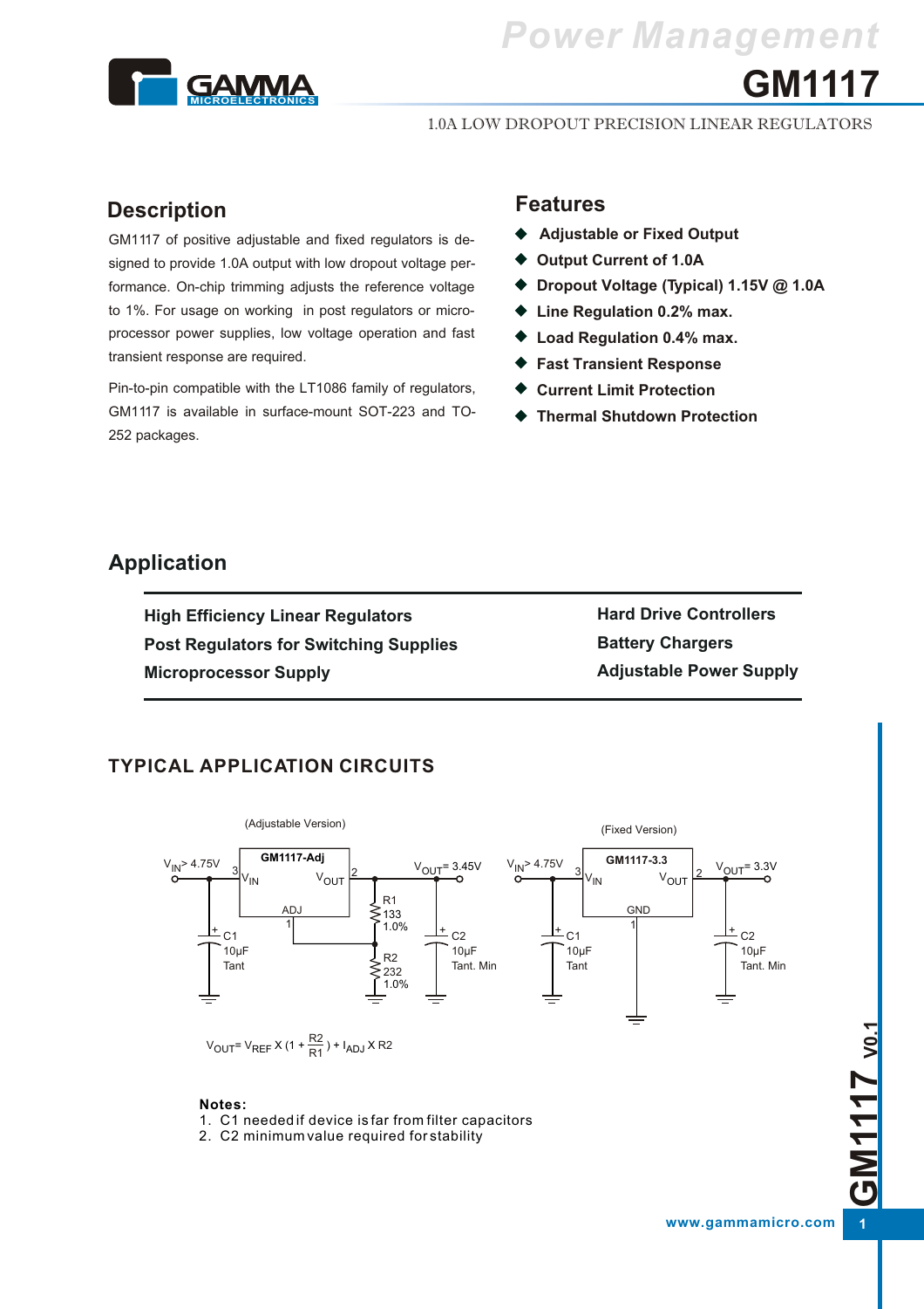# GM1117

1.0A LOW DROPOUT PRECISION LINEAR REGULATORS

## Description

GM1117 of positive adjustable and fixed regulators is designed to provide 1.0A output with low dropout voltage performance. On-chip trimming adjusts the reference voltage to 1%. For usage on working in post regulators or microprocessor power supplies, low voltage operation and fast transient response are required.

Pin-to-pin compatible with the LT1086 family of regulators, GM1117 is available in surface-mount SOT-223 and TO-252 packages.

## Features

- Adjustable or Fixed Output
- Output Current of 1.0A
- Dropout Voltage (Typical) 1.15V @ 1.0A
- Line Regulation 0.2% max.
- Load Regulation 0.4% max.
- Fast Transient Response
- Current Limit Protection
- Thermal Shutdown Protection

## Application

| | |
|---|---|
| High Efficiency Linear Regulators | Hard Drive Controllers |
| Post Regulators for Switching Supplies | Battery Chargers |
| Microprocessor Supply | Adjustable Power Supply |

## TYPICAL APPLICATION CIRCUITS

(Adjustable Version)

GM1117-Adj

$V_{IN}$> 4.75V
3 $V_{IN}$
$V_{OUT}$ 2
ADJ 1
$V_{OUT}$= 3.45V
C1 10µF Tant
R1 133 1.0%
R2 232 1.0%
C2 10µF Tant. Min

(Fixed Version)

GM1117-3.3

$V_{IN}$> 4.75V
3 $V_{IN}$
$V_{OUT}$ 2
GND 1
$V_{OUT}$= 3.3V
C1 10µF Tant
C2 10µF Tant. Min

$$V_{OUT} = V_{REF} \times \left(1 + \frac{R2}{R1}\right) + I_{ADJ} \times R2$$

**Notes:**

1. C1 needed if device is far from filter capacitors
2. C2 minimum value required for stability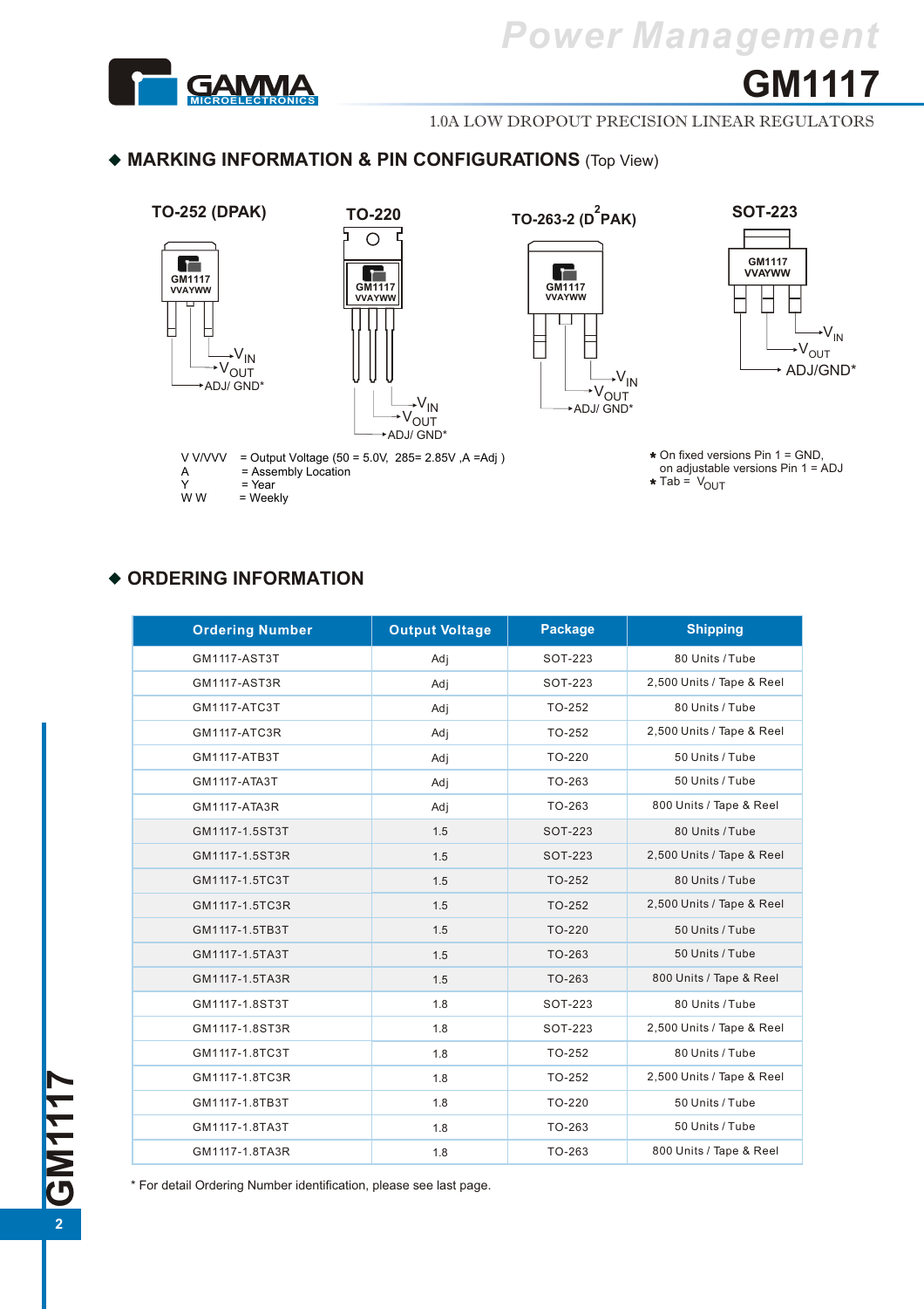## ◆ MARKING INFORMATION & PIN CONFIGURATIONS (Top View)

TO-252 (DPAK)

GM1117
VVAYWW

$V_{IN}$
$V_{OUT}$
ADJ/ GND*

TO-220

GM1117
VVAYWW

$V_{IN}$
$V_{OUT}$
ADJ/ GND*

TO-263-2 ($D^2PAK$)

GM1117
VVAYWW

$V_{IN}$
$V_{OUT}$
ADJ/ GND*

SOT-223

GM1117
VVAYWW

$V_{IN}$
$V_{OUT}$
ADJ/GND*

V V/VVV = Output Voltage (50 = 5.0V, 285= 2.85V ,A =Adj )
A = Assembly Location
Y = Year
W W = Weekly

* On fixed versions Pin 1 = GND, on adjustable versions Pin 1 = ADJ
* Tab = $V_{OUT}$

## ◆ ORDERING INFORMATION

| Ordering Number | Output Voltage | Package | Shipping |
|---|---|---|---|
| GM1117-AST3T | Adj | SOT-223 | 80 Units / Tube |
| GM1117-AST3R | Adj | SOT-223 | 2,500 Units / Tape & Reel |
| GM1117-ATC3T | Adj | TO-252 | 80 Units / Tube |
| GM1117-ATC3R | Adj | TO-252 | 2,500 Units / Tape & Reel |
| GM1117-ATB3T | Adj | TO-220 | 50 Units / Tube |
| GM1117-ATA3T | Adj | TO-263 | 50 Units / Tube |
| GM1117-ATA3R | Adj | TO-263 | 800 Units / Tape & Reel |
| GM1117-1.5ST3T | 1.5 | SOT-223 | 80 Units / Tube |
| GM1117-1.5ST3R | 1.5 | SOT-223 | 2,500 Units / Tape & Reel |
| GM1117-1.5TC3T | 1.5 | TO-252 | 80 Units / Tube |
| GM1117-1.5TC3R | 1.5 | TO-252 | 2,500 Units / Tape & Reel |
| GM1117-1.5TB3T | 1.5 | TO-220 | 50 Units / Tube |
| GM1117-1.5TA3T | 1.5 | TO-263 | 50 Units / Tube |
| GM1117-1.5TA3R | 1.5 | TO-263 | 800 Units / Tape & Reel |
| GM1117-1.8ST3T | 1.8 | SOT-223 | 80 Units / Tube |
| GM1117-1.8ST3R | 1.8 | SOT-223 | 2,500 Units / Tape & Reel |
| GM1117-1.8TC3T | 1.8 | TO-252 | 80 Units / Tube |
| GM1117-1.8TC3R | 1.8 | TO-252 | 2,500 Units / Tape & Reel |
| GM1117-1.8TB3T | 1.8 | TO-220 | 50 Units / Tube |
| GM1117-1.8TA3T | 1.8 | TO-263 | 50 Units / Tube |
| GM1117-1.8TA3R | 1.8 | TO-263 | 800 Units / Tape & Reel |

* For detail Ordering Number identification, please see last page.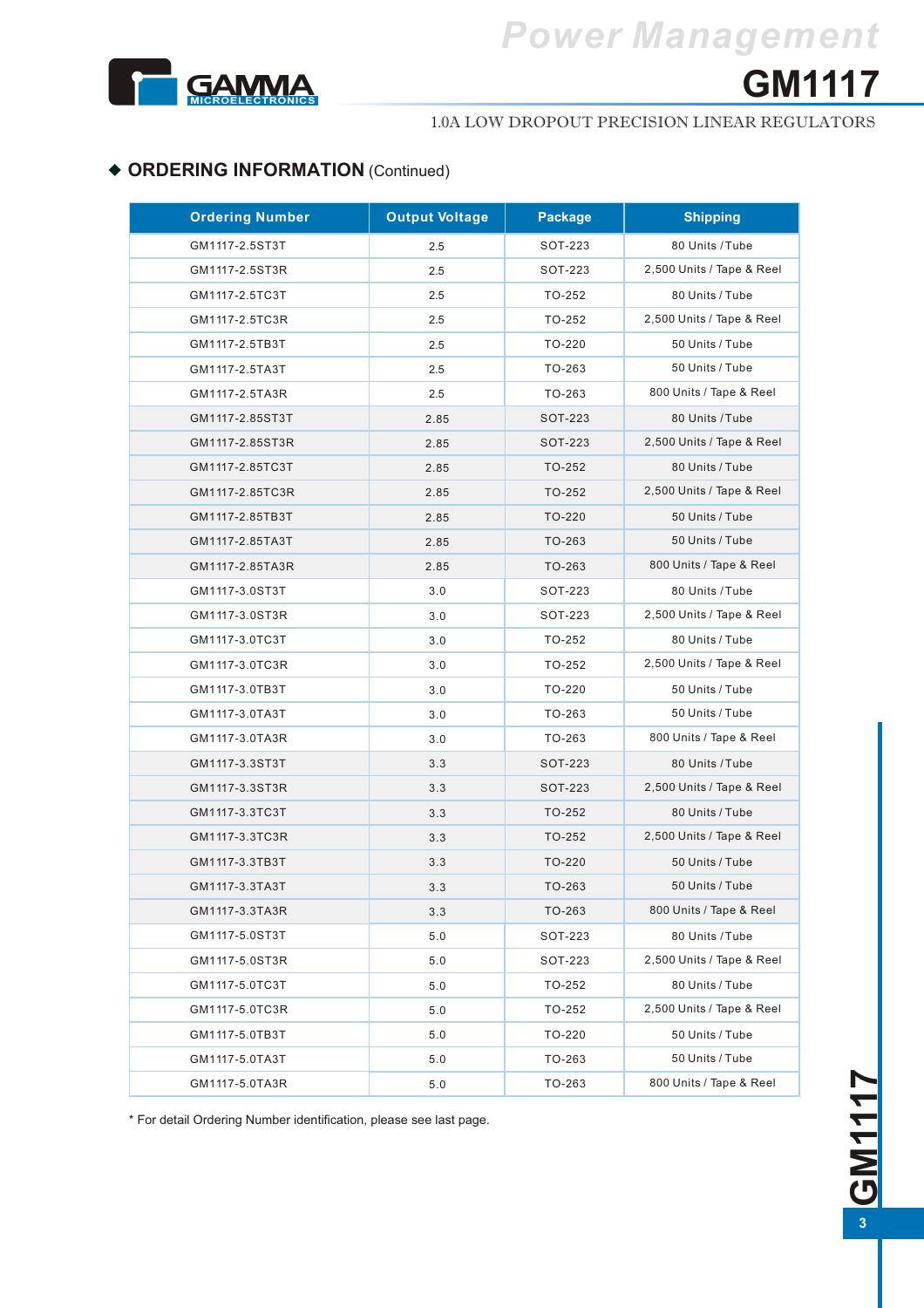## ◆ ORDERING INFORMATION (Continued)

| Ordering Number | Output Voltage | Package | Shipping |
|---|---|---|---|
| GM1117-2.5ST3T | 2.5 | SOT-223 | 80 Units / Tube |
| GM1117-2.5ST3R | 2.5 | SOT-223 | 2,500 Units / Tape & Reel |
| GM1117-2.5TC3T | 2.5 | TO-252 | 80 Units / Tube |
| GM1117-2.5TC3R | 2.5 | TO-252 | 2,500 Units / Tape & Reel |
| GM1117-2.5TB3T | 2.5 | TO-220 | 50 Units / Tube |
| GM1117-2.5TA3T | 2.5 | TO-263 | 50 Units / Tube |
| GM1117-2.5TA3R | 2.5 | TO-263 | 800 Units / Tape & Reel |
| GM1117-2.85ST3T | 2.85 | SOT-223 | 80 Units / Tube |
| GM1117-2.85ST3R | 2.85 | SOT-223 | 2,500 Units / Tape & Reel |
| GM1117-2.85TC3T | 2.85 | TO-252 | 80 Units / Tube |
| GM1117-2.85TC3R | 2.85 | TO-252 | 2,500 Units / Tape & Reel |
| GM1117-2.85TB3T | 2.85 | TO-220 | 50 Units / Tube |
| GM1117-2.85TA3T | 2.85 | TO-263 | 50 Units / Tube |
| GM1117-2.85TA3R | 2.85 | TO-263 | 800 Units / Tape & Reel |
| GM1117-3.0ST3T | 3.0 | SOT-223 | 80 Units / Tube |
| GM1117-3.0ST3R | 3.0 | SOT-223 | 2,500 Units / Tape & Reel |
| GM1117-3.0TC3T | 3.0 | TO-252 | 80 Units / Tube |
| GM1117-3.0TC3R | 3.0 | TO-252 | 2,500 Units / Tape & Reel |
| GM1117-3.0TB3T | 3.0 | TO-220 | 50 Units / Tube |
| GM1117-3.0TA3T | 3.0 | TO-263 | 50 Units / Tube |
| GM1117-3.0TA3R | 3.0 | TO-263 | 800 Units / Tape & Reel |
| GM1117-3.3ST3T | 3.3 | SOT-223 | 80 Units / Tube |
| GM1117-3.3ST3R | 3.3 | SOT-223 | 2,500 Units / Tape & Reel |
| GM1117-3.3TC3T | 3.3 | TO-252 | 80 Units / Tube |
| GM1117-3.3TC3R | 3.3 | TO-252 | 2,500 Units / Tape & Reel |
| GM1117-3.3TB3T | 3.3 | TO-220 | 50 Units / Tube |
| GM1117-3.3TA3T | 3.3 | TO-263 | 50 Units / Tube |
| GM1117-3.3TA3R | 3.3 | TO-263 | 800 Units / Tape & Reel |
| GM1117-5.0ST3T | 5.0 | SOT-223 | 80 Units / Tube |
| GM1117-5.0ST3R | 5.0 | SOT-223 | 2,500 Units / Tape & Reel |
| GM1117-5.0TC3T | 5.0 | TO-252 | 80 Units / Tube |
| GM1117-5.0TC3R | 5.0 | TO-252 | 2,500 Units / Tape & Reel |
| GM1117-5.0TB3T | 5.0 | TO-220 | 50 Units / Tube |
| GM1117-5.0TA3T | 5.0 | TO-263 | 50 Units / Tube |
| GM1117-5.0TA3R | 5.0 | TO-263 | 800 Units / Tape & Reel |

* For detail Ordering Number identification, please see last page.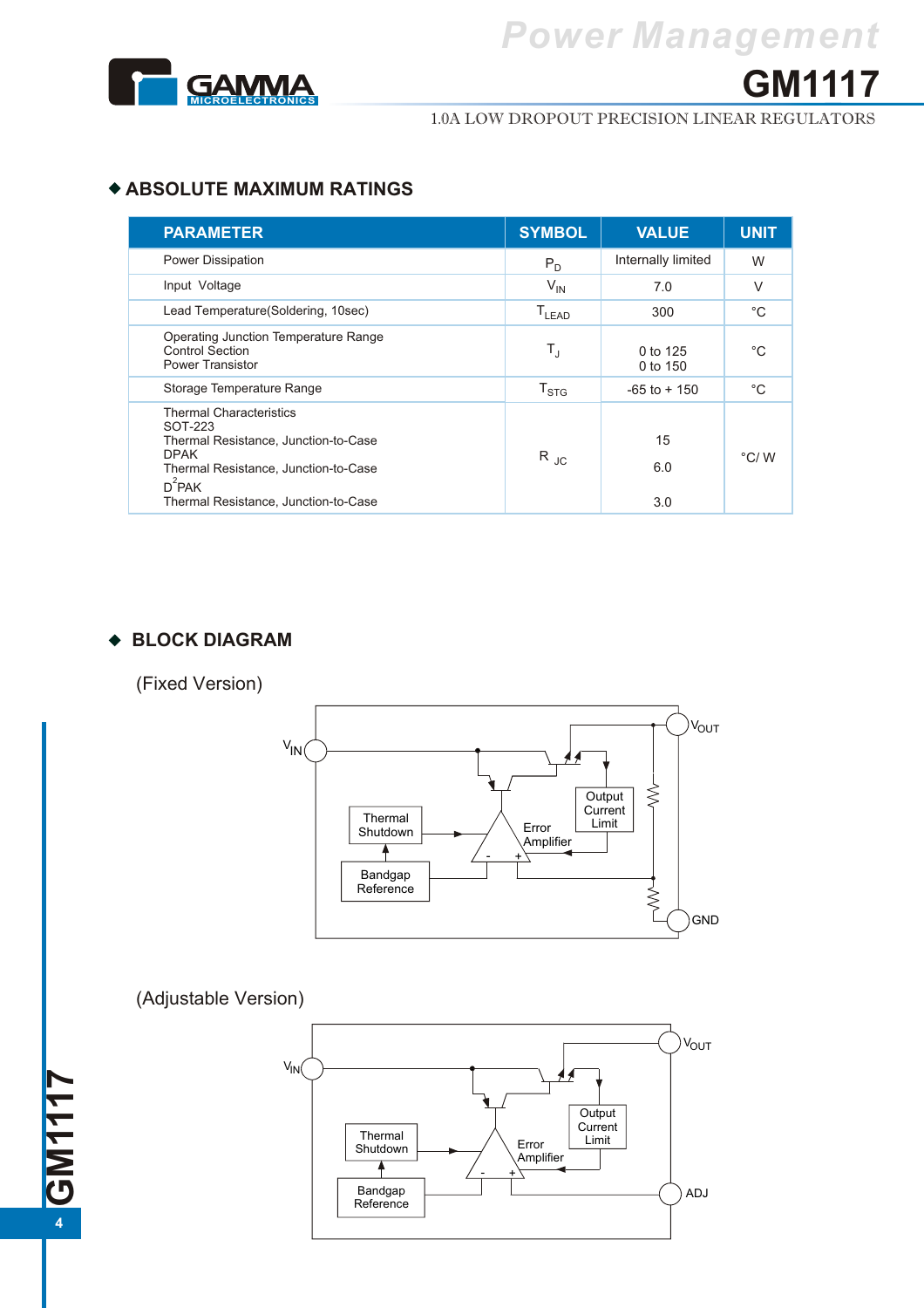## ◆ ABSOLUTE MAXIMUM RATINGS

| PARAMETER | SYMBOL | VALUE | UNIT |
|---|---|---|---|
| Power Dissipation | $P_D$ | Internally limited | W |
| Input Voltage | $V_{IN}$ | 7.0 | V |
| Lead Temperature(Soldering, 10sec) | $T_{LEAD}$ | 300 | °C |
| Operating Junction Temperature Range<br>Control Section<br>Power Transistor | $T_J$ | 0 to 125<br>0 to 150 | °C |
| Storage Temperature Range | $T_{STG}$ | -65 to + 150 | °C |
| Thermal Characteristics<br>SOT-223<br>Thermal Resistance, Junction-to-Case<br>DPAK<br>Thermal Resistance, Junction-to-Case<br>$D^2PAK$<br>Thermal Resistance, Junction-to-Case | $R_{JC}$ | 15<br>6.0<br>3.0 | °C/ W |

## ◆ BLOCK DIAGRAM

(Fixed Version)

$V_{IN}$

$V_{OUT}$

Output Current Limit

Thermal Shutdown

Error Amplifier

Bandgap Reference

GND

(Adjustable Version)

$V_{IN}$

$V_{OUT}$

Output Current Limit

Thermal Shutdown

Error Amplifier

Bandgap Reference

ADJ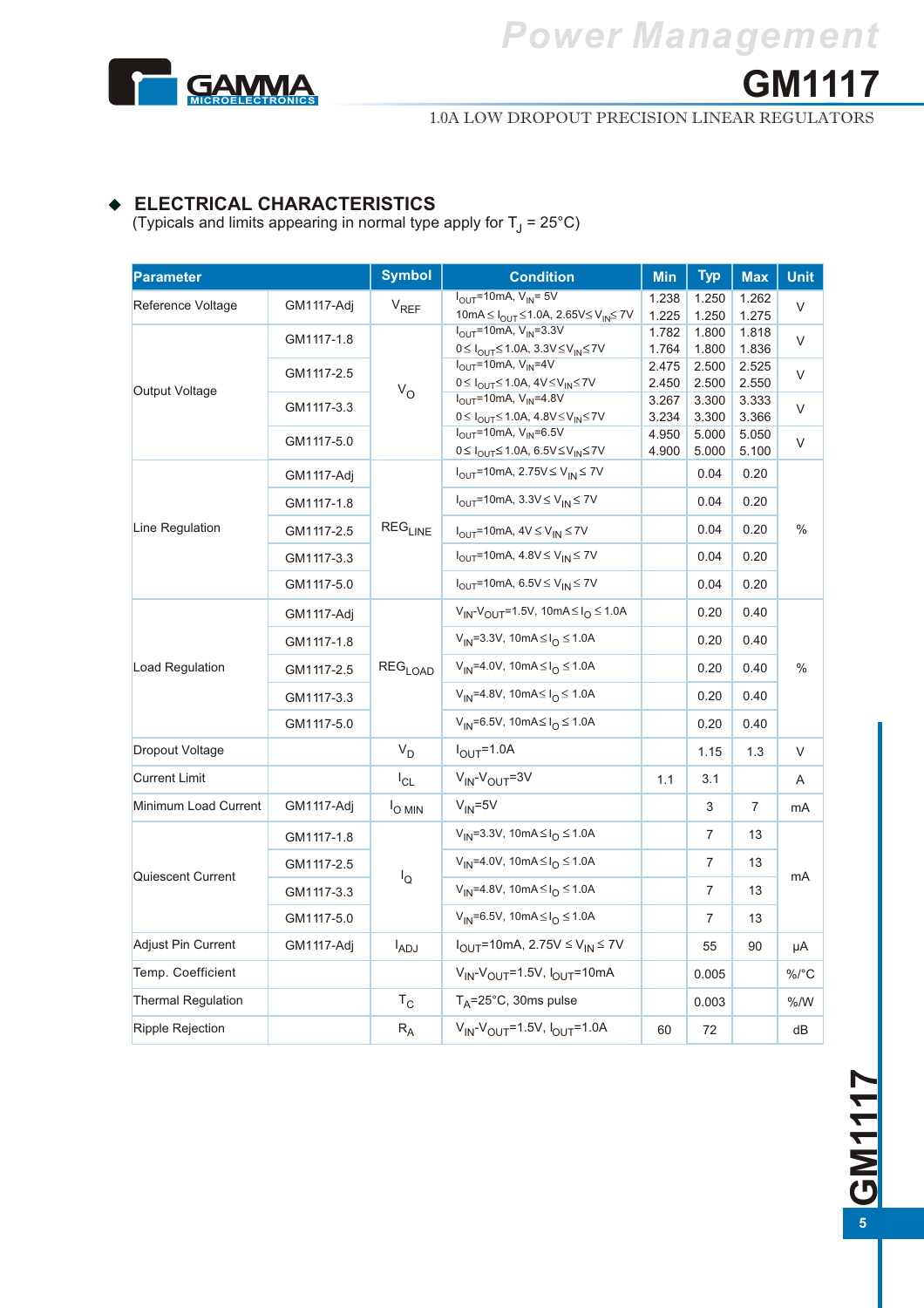## ◆ ELECTRICAL CHARACTERISTICS

(Typicals and limits appearing in normal type apply for $T_J$ = 25°C)

| Parameter | | Symbol | Condition | Min | Typ | Max | Unit |
|---|---|---|---|---|---|---|---|
| Reference Voltage | GM1117-Adj | $V_{REF}$ | $I_{OUT}$=10mA, $V_{IN}$= 5V<br>10mA ≤ $I_{OUT}$≤1.0A, 2.65V≤ $V_{IN}$≤ 7V | 1.238<br>1.225 | 1.250<br>1.250 | 1.262<br>1.275 | V |
| Output Voltage | GM1117-1.8 | $V_O$ | $I_{OUT}$=10mA, $V_{IN}$=3.3V<br>0≤ $I_{OUT}$≤ 1.0A, 3.3V≤$V_{IN}$≤7V | 1.782<br>1.764 | 1.800<br>1.800 | 1.818<br>1.836 | V |
| | GM1117-2.5 | | $I_{OUT}$=10mA, $V_{IN}$=4V<br>0≤ $I_{OUT}$≤ 1.0A, 4V≤$V_{IN}$≤7V | 2.475<br>2.450 | 2.500<br>2.500 | 2.525<br>2.550 | V |
| | GM1117-3.3 | | $I_{OUT}$=10mA, $V_{IN}$=4.8V<br>0≤ $I_{OUT}$≤ 1.0A, 4.8V≤$V_{IN}$≤7V | 3.267<br>3.234 | 3.300<br>3.300 | 3.333<br>3.366 | V |
| | GM1117-5.0 | | $I_{OUT}$=10mA, $V_{IN}$=6.5V<br>0≤ $I_{OUT}$≤1.0A, 6.5V≤$V_{IN}$≤7V | 4.950<br>4.900 | 5.000<br>5.000 | 5.050<br>5.100 | V |
| Line Regulation | GM1117-Adj | $REG_{LINE}$ | $I_{OUT}$=10mA, 2.75V≤ $V_{IN}$≤ 7V | | 0.04 | 0.20 | % |
| | GM1117-1.8 | | $I_{OUT}$=10mA, 3.3V≤ $V_{IN}$≤ 7V | | 0.04 | 0.20 | |
| | GM1117-2.5 | | $I_{OUT}$=10mA, 4V ≤ $V_{IN}$ ≤7V | | 0.04 | 0.20 | |
| | GM1117-3.3 | | $I_{OUT}$=10mA, 4.8V≤ $V_{IN}$≤ 7V | | 0.04 | 0.20 | |
| | GM1117-5.0 | | $I_{OUT}$=10mA, 6.5V≤ $V_{IN}$≤ 7V | | 0.04 | 0.20 | |
| Load Regulation | GM1117-Adj | $REG_{LOAD}$ | $V_{IN}$-$V_{OUT}$=1.5V, 10mA≤ $I_O$ ≤ 1.0A | | 0.20 | 0.40 | % |
| | GM1117-1.8 | | $V_{IN}$=3.3V, 10mA≤$I_O$ ≤1.0A | | 0.20 | 0.40 | |
| | GM1117-2.5 | | $V_{IN}$=4.0V, 10mA≤$I_O$ ≤1.0A | | 0.20 | 0.40 | |
| | GM1117-3.3 | | $V_{IN}$=4.8V, 10mA≤ $I_O$≤ 1.0A | | 0.20 | 0.40 | |
| | GM1117-5.0 | | $V_{IN}$=6.5V, 10mA≤ $I_O$≤ 1.0A | | 0.20 | 0.40 | |
| Dropout Voltage | | $V_D$ | $I_{OUT}$=1.0A | | 1.15 | 1.3 | V |
| Current Limit | | $I_{CL}$ | $V_{IN}$-$V_{OUT}$=3V | 1.1 | 3.1 | | A |
| Minimum Load Current | GM1117-Adj | $I_{O\ MIN}$ | $V_{IN}$=5V | | 3 | 7 | mA |
| Quiescent Current | GM1117-1.8 | $I_Q$ | $V_{IN}$=3.3V, 10mA≤$I_O$ ≤1.0A | | 7 | 13 | mA |
| | GM1117-2.5 | | $V_{IN}$=4.0V, 10mA≤$I_O$ ≤1.0A | | 7 | 13 | |
| | GM1117-3.3 | | $V_{IN}$=4.8V, 10mA≤$I_O$ ≤1.0A | | 7 | 13 | |
| | GM1117-5.0 | | $V_{IN}$=6.5V, 10mA≤$I_O$ ≤1.0A | | 7 | 13 | |
| Adjust Pin Current | GM1117-Adj | $I_{ADJ}$ | $I_{OUT}$=10mA, 2.75V ≤ $V_{IN}$≤ 7V | | 55 | 90 | μA |
| Temp. Coefficient | | | $V_{IN}$-$V_{OUT}$=1.5V, $I_{OUT}$=10mA | | 0.005 | | %/°C |
| Thermal Regulation | | $T_C$ | $T_A$=25°C, 30ms pulse | | 0.003 | | %/W |
| Ripple Rejection | | $R_A$ | $V_{IN}$-$V_{OUT}$=1.5V, $I_{OUT}$=1.0A | 60 | 72 | | dB |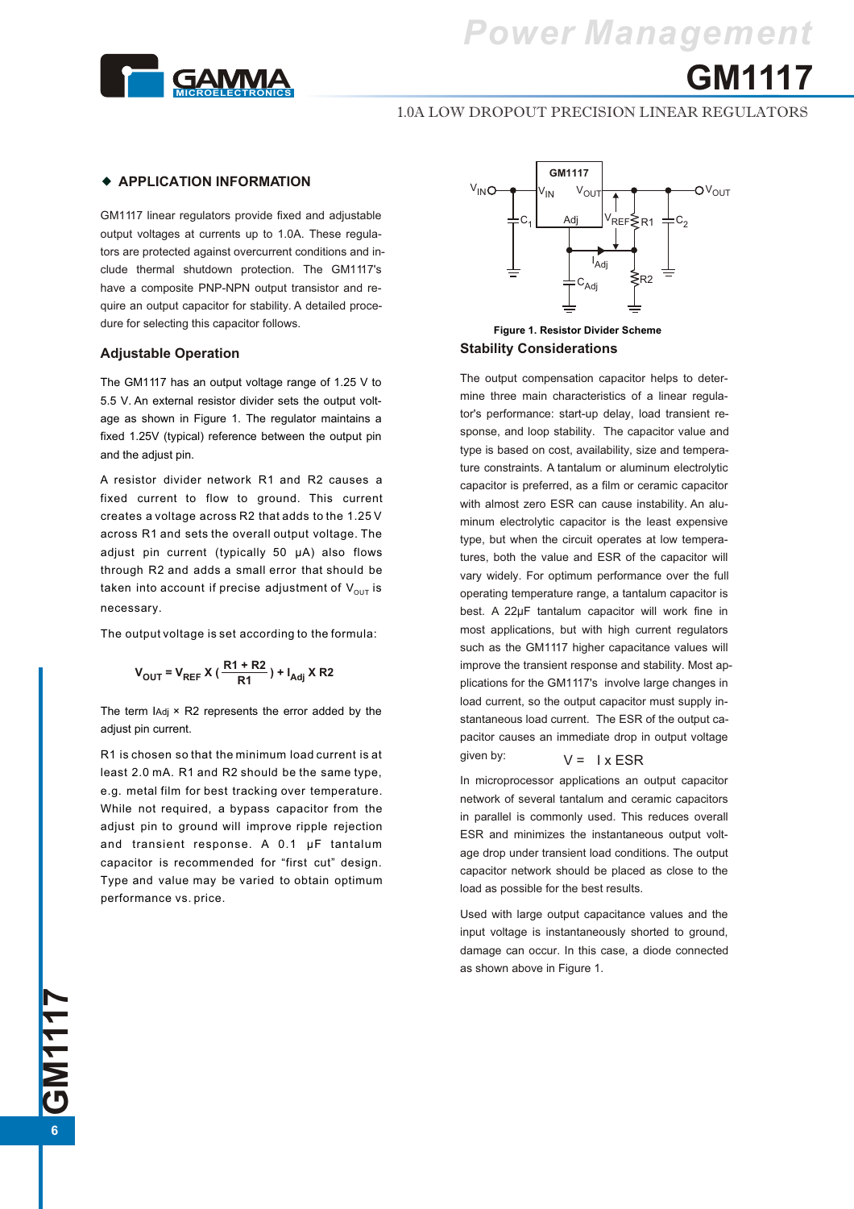## ◆ APPLICATION INFORMATION

GM1117 linear regulators provide fixed and adjustable output voltages at currents up to 1.0A. These regulators are protected against overcurrent conditions and include thermal shutdown protection. The GM1117's have a composite PNP-NPN output transistor and require an output capacitor for stability. A detailed procedure for selecting this capacitor follows.

### Adjustable Operation

The GM1117 has an output voltage range of 1.25 V to 5.5 V. An external resistor divider sets the output voltage as shown in Figure 1. The regulator maintains a fixed 1.25V (typical) reference between the output pin and the adjust pin.

A resistor divider network R1 and R2 causes a fixed current to flow to ground. This current creates a voltage across R2 that adds to the 1.25 V across R1 and sets the overall output voltage. The adjust pin current (typically 50 μA) also flows through R2 and adds a small error that should be taken into account if precise adjustment of $V_{OUT}$ is necessary.

The output voltage is set according to the formula:

$$V_{OUT} = V_{REF} \times \left(\frac{R1 + R2}{R1}\right) + I_{Adj} \times R2$$

The term $I_{Adj} \times R2$ represents the error added by the adjust pin current.

R1 is chosen so that the minimum load current is at least 2.0 mA. R1 and R2 should be the same type, e.g. metal film for best tracking over temperature. While not required, a bypass capacitor from the adjust pin to ground will improve ripple rejection and transient response. A 0.1 μF tantalum capacitor is recommended for "first cut" design. Type and value may be varied to obtain optimum performance vs. price.

GM1117

$V_{IN}$ $V_{OUT}$ Adj $V_{REF}$ R1 $C_1$ $C_2$ $I_{Adj}$ $C_{Adj}$ R2 $V_{IN}$ $V_{OUT}$

**Figure 1. Resistor Divider Scheme**

### Stability Considerations

The output compensation capacitor helps to determine three main characteristics of a linear regulator's performance: start-up delay, load transient response, and loop stability. The capacitor value and type is based on cost, availability, size and temperature constraints. A tantalum or aluminum electrolytic capacitor is preferred, as a film or ceramic capacitor with almost zero ESR can cause instability. An aluminum electrolytic capacitor is the least expensive type, but when the circuit operates at low temperatures, both the value and ESR of the capacitor will vary widely. For optimum performance over the full operating temperature range, a tantalum capacitor is best. A 22μF tantalum capacitor will work fine in most applications, but with high current regulators such as the GM1117 higher capacitance values will improve the transient response and stability. Most applications for the GM1117's involve large changes in load current, so the output capacitor must supply instantaneous load current. The ESR of the output capacitor causes an immediate drop in output voltage given by:

$$V = I \times ESR$$

In microprocessor applications an output capacitor network of several tantalum and ceramic capacitors in parallel is commonly used. This reduces overall ESR and minimizes the instantaneous output voltage drop under transient load conditions. The output capacitor network should be placed as close to the load as possible for the best results.

Used with large output capacitance values and the input voltage is instantaneously shorted to ground, damage can occur. In this case, a diode connected as shown above in Figure 1.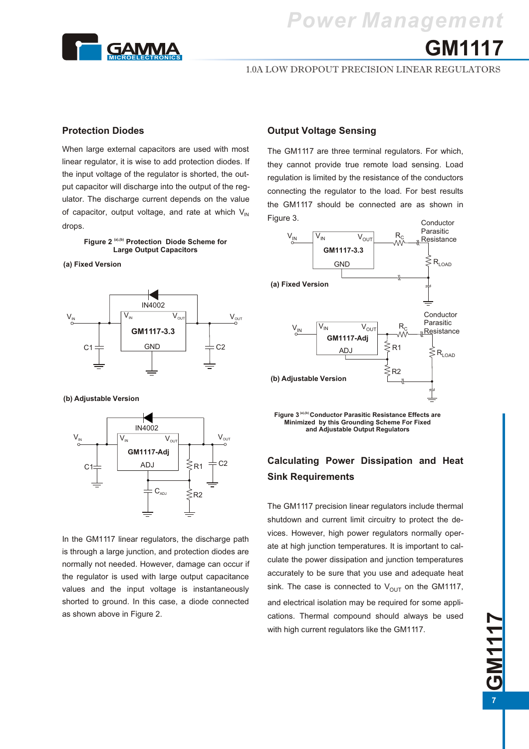## Protection Diodes

When large external capacitors are used with most linear regulator, it is wise to add protection diodes. If the input voltage of the regulator is shorted, the output capacitor will discharge into the output of the regulator. The discharge current depends on the value of capacitor, output voltage, and rate at which $V_{IN}$ drops.

**Figure 2 [(a),(b)] Protection Diode Scheme for Large Output Capacitors**

**(a) Fixed Version**

IN4002
$V_{IN}$
$V_{IN}$
$V_{OUT}$
$V_{OUT}$
GM1117-3.3
GND
C1
C2

**(b) Adjustable Version**

IN4002
$V_{IN}$
$V_{IN}$
$V_{OUT}$
$V_{OUT}$
GM1117-Adj
ADJ
R1
C2
C1
$C_{ADJ}$
R2

In the GM1117 linear regulators, the discharge path is through a large junction, and protection diodes are normally not needed. However, damage can occur if the regulator is used with large output capacitance values and the input voltage is instantaneously shorted to ground. In this case, a diode connected as shown above in Figure 2.

## Output Voltage Sensing

The GM1117 are three terminal regulators. For which, they cannot provide true remote load sensing. Load regulation is limited by the resistance of the conductors connecting the regulator to the load. For best results the GM1117 should be connected are as shown in Figure 3.

$V_{IN}$
$V_{IN}$
$V_{OUT}$
GM1117-3.3
GND
$R_C$
Conductor Parasitic Resistance
$R_{LOAD}$

**(a) Fixed Version**

$V_{IN}$
$V_{IN}$
$V_{OUT}$
GM1117-Adj
ADJ
$R_C$
Conductor Parasitic Resistance
R1
R2
$R_{LOAD}$

**(b) Adjustable Version**

**Figure 3 [(a),(b)] Conductor Parasitic Resistance Effects are Minimized by this Grounding Scheme For Fixed and Adjustable Output Regulators**

## Calculating Power Dissipation and Heat Sink Requirements

The GM1117 precision linear regulators include thermal shutdown and current limit circuitry to protect the devices. However, high power regulators normally operate at high junction temperatures. It is important to calculate the power dissipation and junction temperatures accurately to be sure that you use and adequate heat sink. The case is connected to $V_{OUT}$ on the GM1117, and electrical isolation may be required for some applications. Thermal compound should always be used with high current regulators like the GM1117.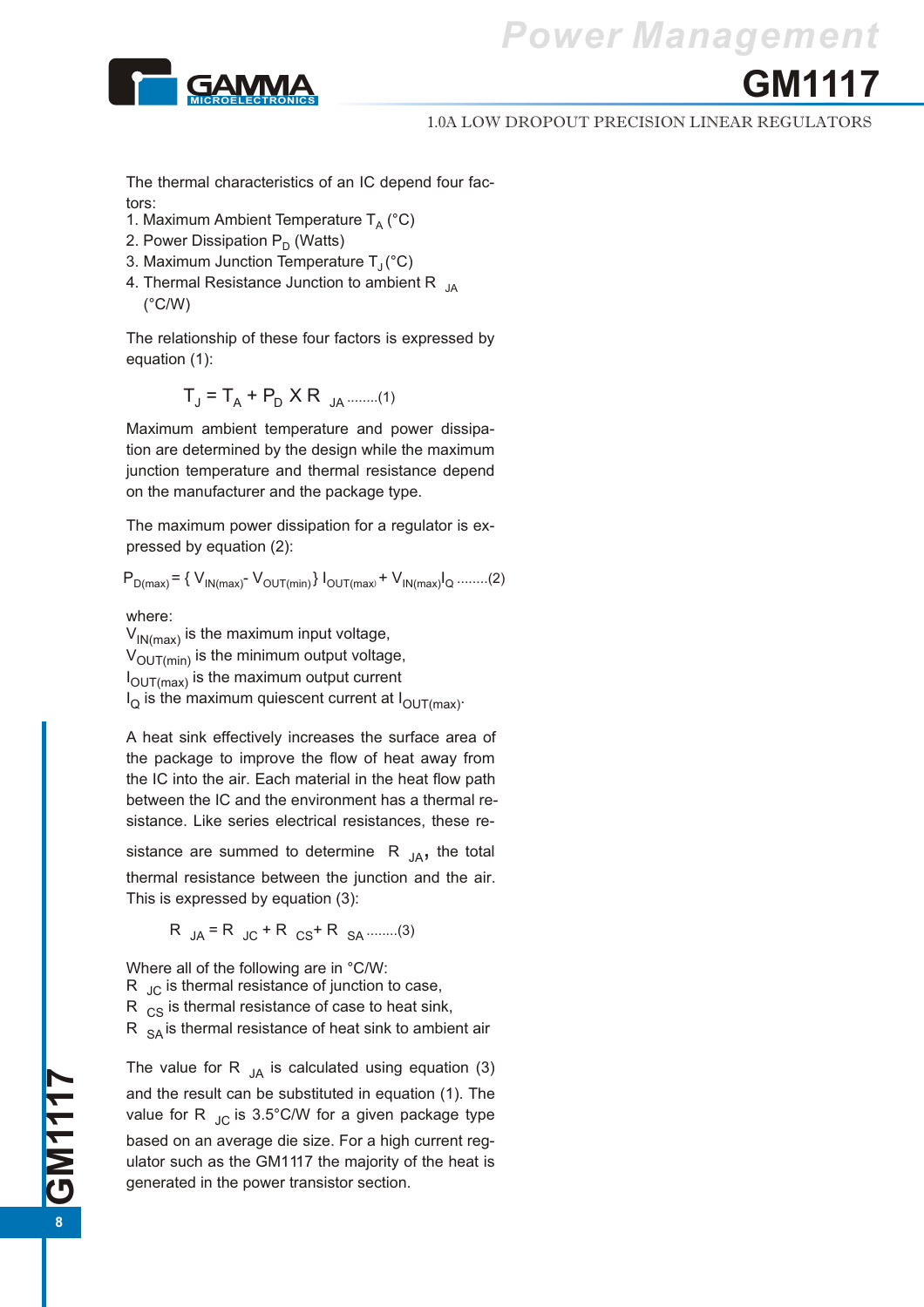The thermal characteristics of an IC depend four factors:

1. Maximum Ambient Temperature $T_A$ (°C)
2. Power Dissipation $P_D$ (Watts)
3. Maximum Junction Temperature $T_J$ (°C)
4. Thermal Resistance Junction to ambient $R_{JA}$ (°C/W)

The relationship of these four factors is expressed by equation (1):

$$T_J = T_A + P_D \times R_{JA} \text{ ........(1)}$$

Maximum ambient temperature and power dissipation are determined by the design while the maximum junction temperature and thermal resistance depend on the manufacturer and the package type.

The maximum power dissipation for a regulator is expressed by equation (2):

$$P_{D(max)} = \{ V_{IN(max)} - V_{OUT(min)} \} I_{OUT(max)} + V_{IN(max)} I_Q \text{ ........(2)}$$

where:
$V_{IN(max)}$ is the maximum input voltage,
$V_{OUT(min)}$ is the minimum output voltage,
$I_{OUT(max)}$ is the maximum output current
$I_Q$ is the maximum quiescent current at $I_{OUT(max)}$.

A heat sink effectively increases the surface area of the package to improve the flow of heat away from the IC into the air. Each material in the heat flow path between the IC and the environment has a thermal resistance. Like series electrical resistances, these resistance are summed to determine $R_{JA}$, the total thermal resistance between the junction and the air. This is expressed by equation (3):

$$R_{JA} = R_{JC} + R_{CS} + R_{SA} \text{ ........(3)}$$

Where all of the following are in °C/W:
$R_{JC}$ is thermal resistance of junction to case,
$R_{CS}$ is thermal resistance of case to heat sink,
$R_{SA}$ is thermal resistance of heat sink to ambient air

The value for $R_{JA}$ is calculated using equation (3) and the result can be substituted in equation (1). The value for $R_{JC}$ is 3.5°C/W for a given package type based on an average die size. For a high current regulator such as the GM1117 the majority of the heat is generated in the power transistor section.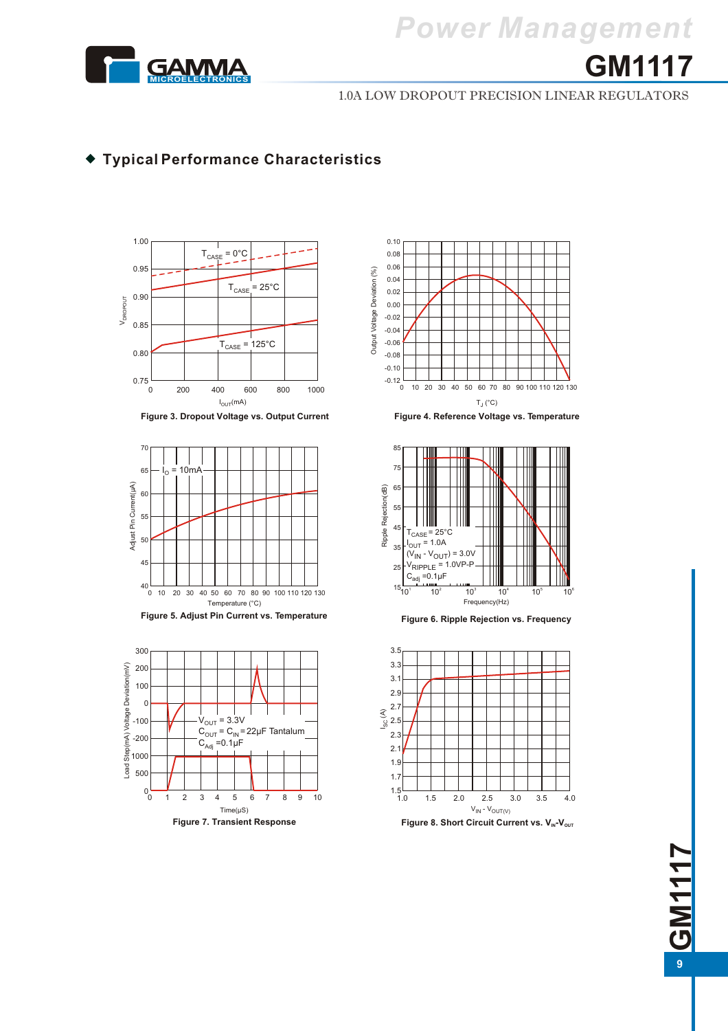## ◆ Typical Performance Characteristics

1.00
0.95
0.90
0.85
0.80
0.75
$V_{DROPOUT}$
$T_{CASE}$ = 0°C
$T_{CASE}$ = 25°C
$T_{CASE}$ = 125°C
0 200 400 600 800 1000
$I_{OUT}$(mA)

**Figure 3. Dropout Voltage vs. Output Current**

0.10
0.08
0.06
0.04
0.02
0.00
-0.02
-0.04
-0.06
-0.08
-0.10
-0.12
Output Voltage Deviation (%)
0 10 20 30 40 50 60 70 80 90 100 110 120 130
$T_J$ (°C)

**Figure 4. Reference Voltage vs. Temperature**

70
65
60
55
50
45
40
Adjust Pin Current(μA)
$I_O$ = 10mA
0 10 20 30 40 50 60 70 80 90 100 110 120 130
Temperature (°C)

**Figure 5. Adjust Pin Current vs. Temperature**

85
75
65
55
45
35
25
15
Ripple Rejection(dB)
$T_{CASE}$ = 25°C
$I_{OUT}$ = 1.0A
($V_{IN}$ - $V_{OUT}$) = 3.0V
$V_{RIPPLE}$ = 1.0VP-P
$C_{adj}$ =0.1μF
$10^1$ $10^2$ $10^3$ $10^4$ $10^5$ $10^6$
Frequency(Hz)

**Figure 6. Ripple Rejection vs. Frequency**

300
200
100
0
-100
-200
1000
500
0
Load Step(mA) Voltage Deviation(mV)
$V_{OUT}$ = 3.3V
$C_{OUT}$ = $C_{IN}$ = 22μF Tantalum
$C_{Adj}$ =0.1μF
0 1 2 3 4 5 6 7 8 9 10
Time(μS)

**Figure 7. Transient Response**

3.5
3.3
3.1
2.9
2.7
2.5
2.3
2.1
1.9
1.7
1.5
$I_{SC}$ (A)
1.0 1.5 2.0 2.5 3.0 3.5 4.0
$V_{IN}$ - $V_{OUT(V)}$

**Figure 8. Short Circuit Current vs. $V_{IN}$-$V_{OUT}$**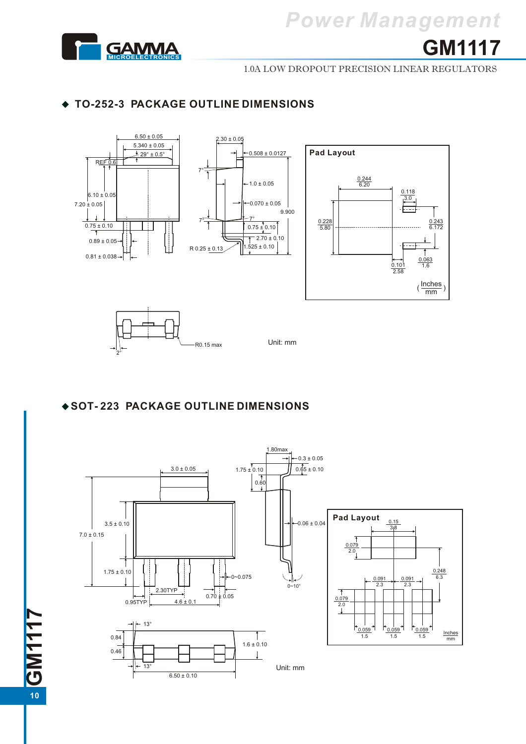## ◆ TO-252-3 PACKAGE OUTLINE DIMENSIONS

6.50 ± 0.05
5.340 ± 0.05
29° ± 0.5°
REF 0.6
6.10 ± 0.05
7.20 ± 0.05
0.75 ± 0.10
0.89 ± 0.05
0.81 ± 0.038

2.30 ± 0.05
0.508 ± 0.0127
7°
1.0 ± 0.05
0.070 ± 0.05
9.900
7°
7°
0.75 ± 0.10
2.70 ± 0.10
R 0.25 ± 0.13
1.525 ± 0.10

**Pad Layout**

0.244 / 6.20
0.118 / 3.0
0.228 / 5.80
0.243 / 6.172
0.063 / 1.6
0.101 / 2.58
( Inches / mm )

R0.15 max
2°

Unit: mm

## ◆ SOT- 223 PACKAGE OUTLINE DIMENSIONS

1.80max
0.3 ± 0.05
3.0 ± 0.05
1.75 ± 0.10
0.65 ± 0.10
0.60
3.5 ± 0.10
7.0 ± 0.15
0.06 ± 0.04
1.75 ± 0.10
0~0.075
0~10°
2.30TYP
0.70 ± 0.05
0.95TYP
4.6 ± 0.1

**Pad Layout**

0.15 / 3.8
0.079 / 2.0
0.248 / 6.3
0.091 / 2.3
0.091 / 2.3
0.079 / 2.0
0.059 / 1.5
0.059 / 1.5
0.059 / 1.5
Inches / mm

13°
0.84
0.46
1.6 ± 0.10
13°
6.50 ± 0.10

Unit: mm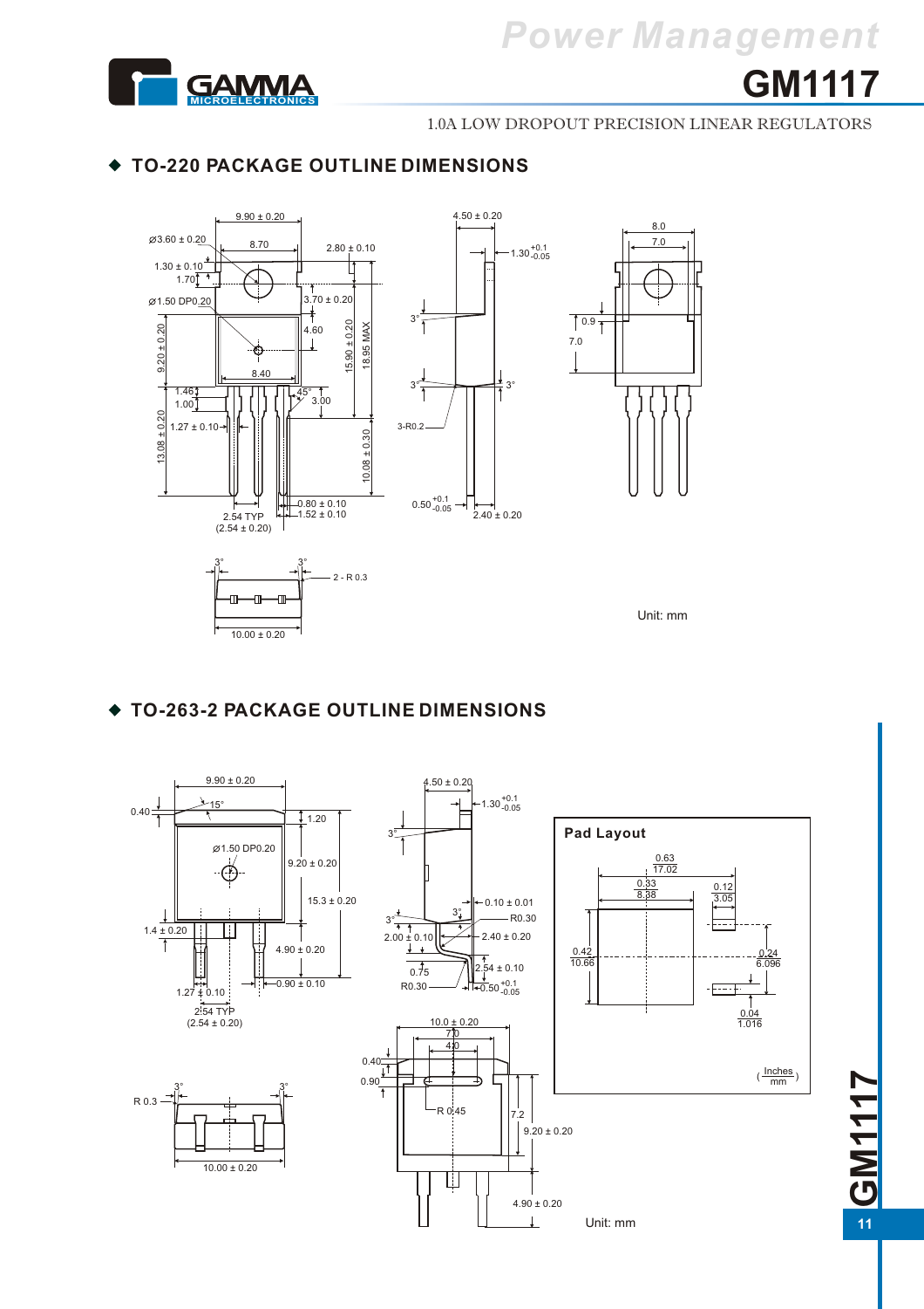## TO-220 PACKAGE OUTLINE DIMENSIONS

Ø3.60 ± 0.20
9.90 ± 0.20
8.70
2.80 ± 0.10
1.30 ± 0.10
1.70
Ø1.50 DP0.20
3.70 ± 0.20
4.60
9.20 ± 0.20
15.90 ± 0.20
18.95 MAX
8.40
1.46
1.00
45°
3.00
1.27 ± 0.10
13.08 ± 0.20
10.08 ± 0.30
0.80 ± 0.10
1.52 ± 0.10
2.54 TYP
(2.54 ± 0.20)

4.50 ± 0.20
$1.30^{+0.1}_{-0.05}$
3°
3°
3°
3-R0.2
$0.50^{+0.1}_{-0.05}$
2.40 ± 0.20

8.0
7.0
0.9
7.0

3°
3°
2 - R 0.3
10.00 ± 0.20

Unit: mm

## TO-263-2 PACKAGE OUTLINE DIMENSIONS

9.90 ± 0.20
0.40
15°
1.20
Ø1.50 DP0.20
9.20 ± 0.20
15.3 ± 0.20
1.4 ± 0.20
4.90 ± 0.20
0.90 ± 0.10
1.27 ± 0.10
2.54 TYP
(2.54 ± 0.20)

4.50 ± 0.20
$1.30^{+0.1}_{-0.05}$
3°
0.10 ± 0.01
3°
3°
R0.30
2.00 ± 0.10
2.40 ± 0.20
0.75
2.54 ± 0.10
R0.30
$0.50^{+0.1}_{-0.05}$

**Pad Layout**

0.63 / 17.02
0.33 / 8.38
0.12 / 3.05
0.42 / 10.66
0.24 / 6.096
0.04 / 1.016
( Inches / mm )

R 0.3
3°
3°
10.00 ± 0.20

10.0 ± 0.20
7.0
4.0
0.40
0.90
R 0.45
7.2
9.20 ± 0.20
4.90 ± 0.20

Unit: mm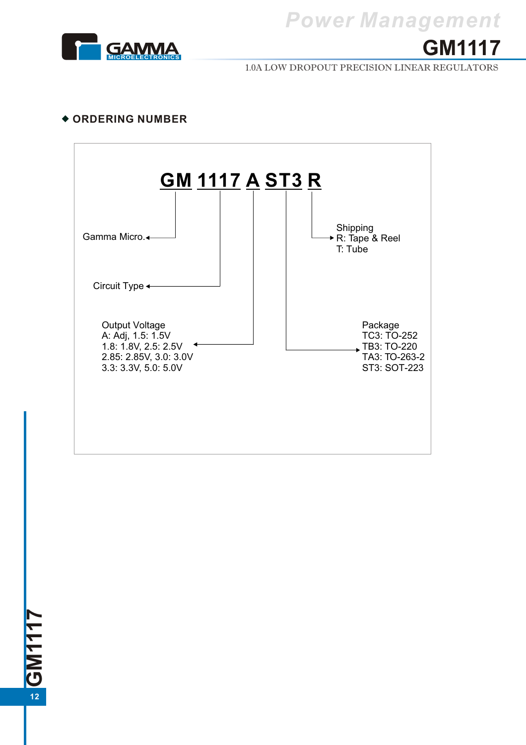## ◆ ORDERING NUMBER

**GM 1117 A ST3 R**

- **GM** — Gamma Micro.
- **1117** — Circuit Type
- **A** — Output Voltage
  - A: Adj, 1.5: 1.5V
  - 1.8: 1.8V, 2.5: 2.5V
  - 2.85: 2.85V, 3.0: 3.0V
  - 3.3: 3.3V, 5.0: 5.0V
- **ST3** — Package
  - TC3: TO-252
  - TB3: TO-220
  - TA3: TO-263-2
  - ST3: SOT-223
- **R** — Shipping
  - R: Tape & Reel
  - T: Tube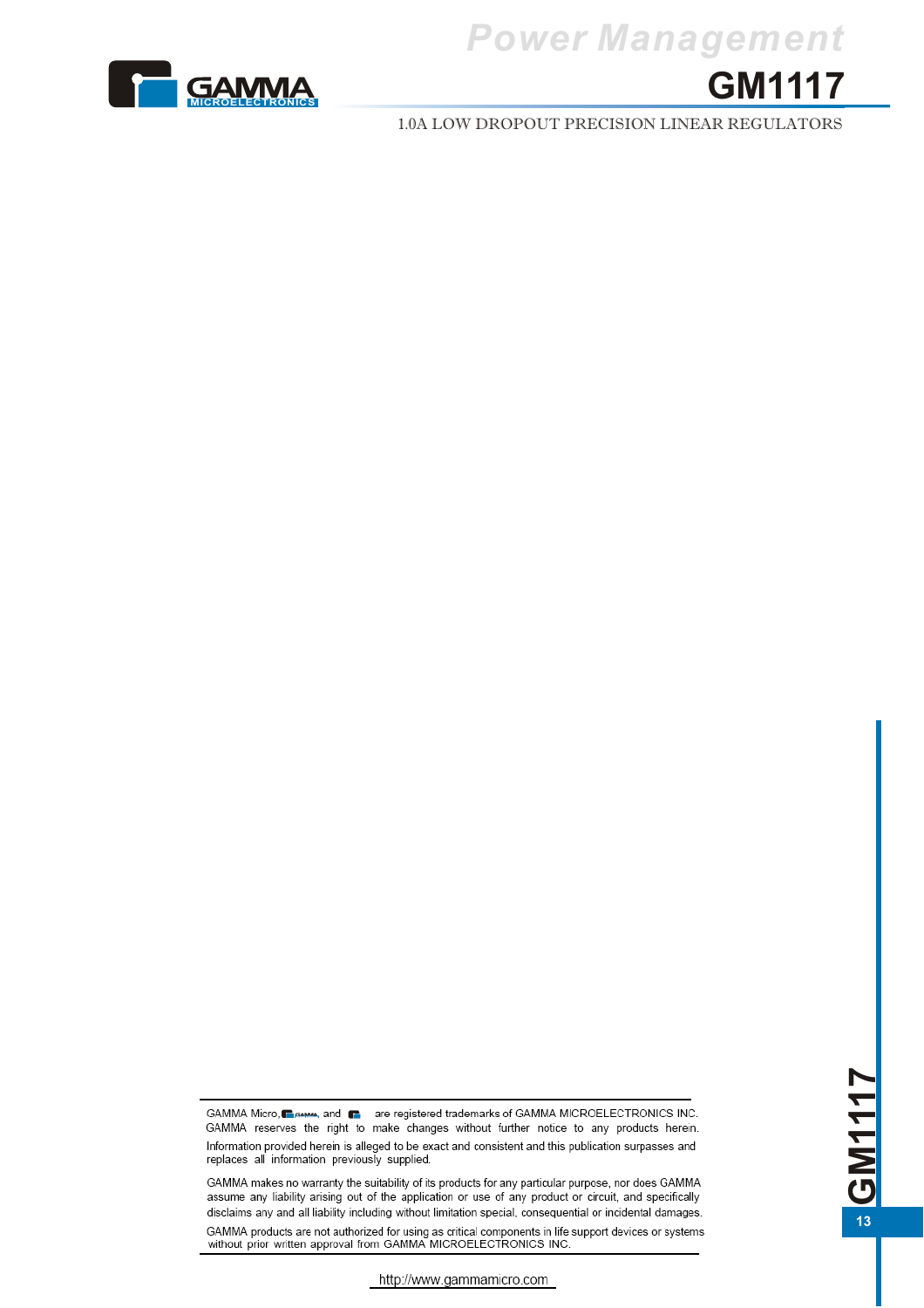GAMMA Micro, , and  are registered trademarks of GAMMA MICROELECTRONICS INC. GAMMA reserves the right to make changes without further notice to any products herein. Information provided herein is alleged to be exact and consistent and this publication surpasses and replaces all information previously supplied.

GAMMA makes no warranty the suitability of its products for any particular purpose, nor does GAMMA assume any liability arising out of the application or use of any product or circuit, and specifically disclaims any and all liability including without limitation special, consequential or incidental damages.

GAMMA products are not authorized for using as critical components in life support devices or systems without prior written approval from GAMMA MICROELECTRONICS INC.

http://www.gammamicro.com